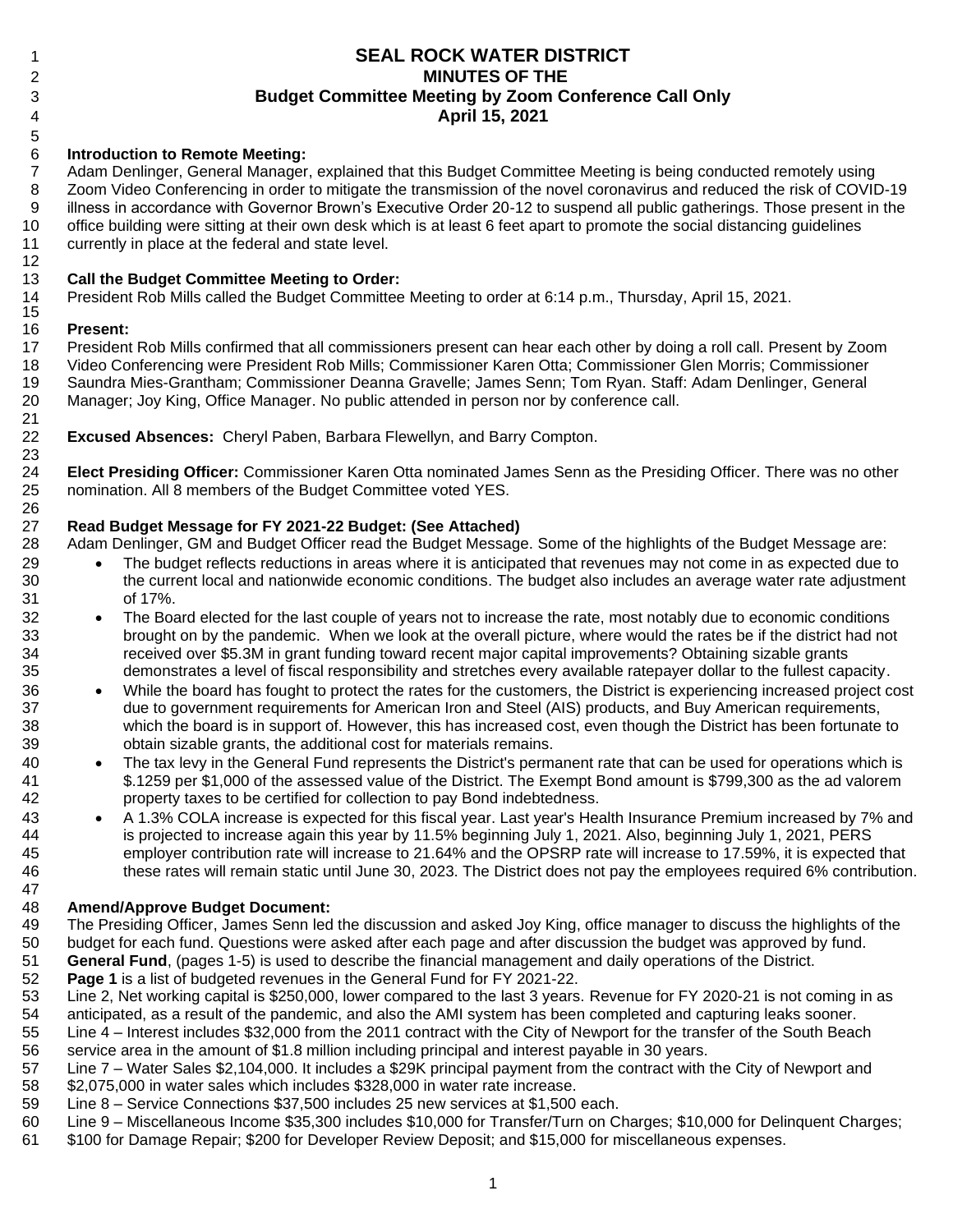# SEAL ROCK WATER DISTRICT
## MINUTES OF THE
## Budget Committee Meeting by Zoom Conference Call Only
## April 15, 2021

**Introduction to Remote Meeting:**
Adam Denlinger, General Manager, explained that this Budget Committee Meeting is being conducted remotely using Zoom Video Conferencing in order to mitigate the transmission of the novel coronavirus and reduced the risk of COVID-19 illness in accordance with Governor Brown's Executive Order 20-12 to suspend all public gatherings. Those present in the office building were sitting at their own desk which is at least 6 feet apart to promote the social distancing guidelines currently in place at the federal and state level.

**Call the Budget Committee Meeting to Order:**
President Rob Mills called the Budget Committee Meeting to order at 6:14 p.m., Thursday, April 15, 2021.

**Present:**
President Rob Mills confirmed that all commissioners present can hear each other by doing a roll call. Present by Zoom Video Conferencing were President Rob Mills; Commissioner Karen Otta; Commissioner Glen Morris; Commissioner Saundra Mies-Grantham; Commissioner Deanna Gravelle; James Senn; Tom Ryan. Staff: Adam Denlinger, General Manager; Joy King, Office Manager. No public attended in person nor by conference call.

**Excused Absences:** Cheryl Paben, Barbara Flewellyn, and Barry Compton.

**Elect Presiding Officer:** Commissioner Karen Otta nominated James Senn as the Presiding Officer. There was no other nomination. All 8 members of the Budget Committee voted YES.

**Read Budget Message for FY 2021-22 Budget: (See Attached)**
Adam Denlinger, GM and Budget Officer read the Budget Message. Some of the highlights of the Budget Message are:

- The budget reflects reductions in areas where it is anticipated that revenues may not come in as expected due to the current local and nationwide economic conditions. The budget also includes an average water rate adjustment of 17%.
- The Board elected for the last couple of years not to increase the rate, most notably due to economic conditions brought on by the pandemic. When we look at the overall picture, where would the rates be if the district had not received over $5.3M in grant funding toward recent major capital improvements? Obtaining sizable grants demonstrates a level of fiscal responsibility and stretches every available ratepayer dollar to the fullest capacity.
- While the board has fought to protect the rates for the customers, the District is experiencing increased project cost due to government requirements for American Iron and Steel (AIS) products, and Buy American requirements, which the board is in support of. However, this has increased cost, even though the District has been fortunate to obtain sizable grants, the additional cost for materials remains.
- The tax levy in the General Fund represents the District's permanent rate that can be used for operations which is $.1259 per $1,000 of the assessed value of the District. The Exempt Bond amount is $799,300 as the ad valorem property taxes to be certified for collection to pay Bond indebtedness.
- A 1.3% COLA increase is expected for this fiscal year. Last year's Health Insurance Premium increased by 7% and is projected to increase again this year by 11.5% beginning July 1, 2021. Also, beginning July 1, 2021, PERS employer contribution rate will increase to 21.64% and the OPSRP rate will increase to 17.59%, it is expected that these rates will remain static until June 30, 2023. The District does not pay the employees required 6% contribution.

**Amend/Approve Budget Document:**
The Presiding Officer, James Senn led the discussion and asked Joy King, office manager to discuss the highlights of the budget for each fund. Questions were asked after each page and after discussion the budget was approved by fund.
**General Fund**, (pages 1-5) is used to describe the financial management and daily operations of the District.
**Page 1** is a list of budgeted revenues in the General Fund for FY 2021-22.
Line 2, Net working capital is $250,000, lower compared to the last 3 years. Revenue for FY 2020-21 is not coming in as anticipated, as a result of the pandemic, and also the AMI system has been completed and capturing leaks sooner.
Line 4 – Interest includes $32,000 from the 2011 contract with the City of Newport for the transfer of the South Beach service area in the amount of $1.8 million including principal and interest payable in 30 years.
Line 7 – Water Sales $2,104,000. It includes a $29K principal payment from the contract with the City of Newport and $2,075,000 in water sales which includes $328,000 in water rate increase.
Line 8 – Service Connections $37,500 includes 25 new services at $1,500 each.
Line 9 – Miscellaneous Income $35,300 includes $10,000 for Transfer/Turn on Charges; $10,000 for Delinquent Charges; $100 for Damage Repair; $200 for Developer Review Deposit; and $15,000 for miscellaneous expenses.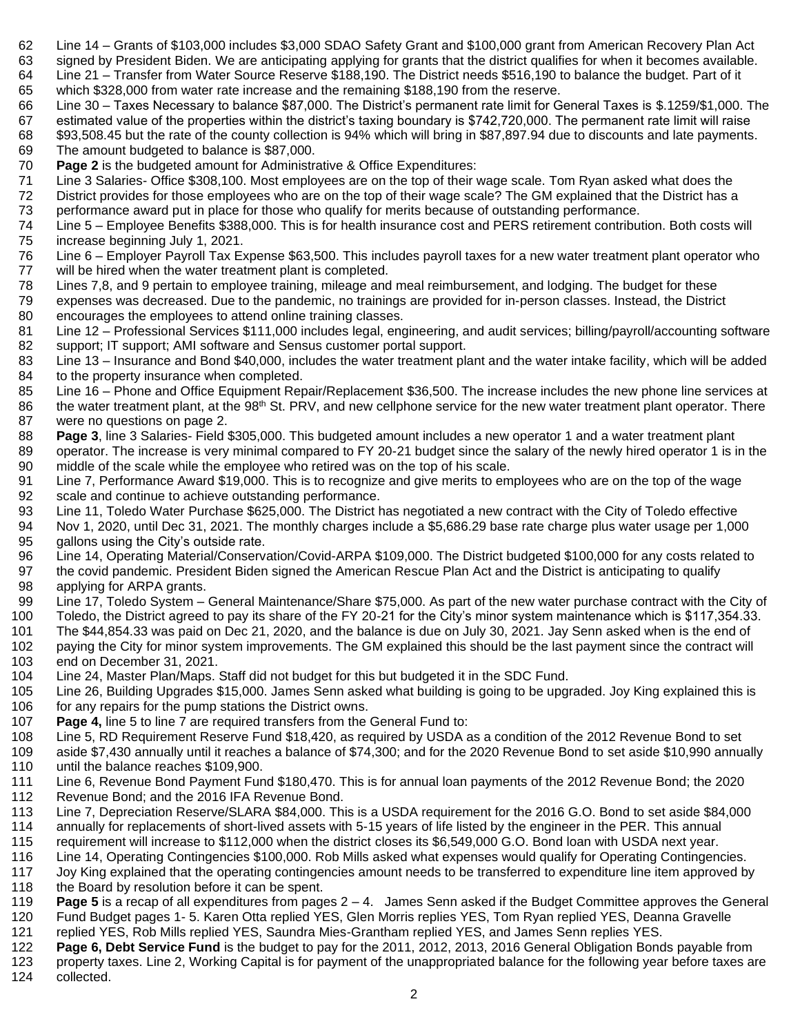Line 14 – Grants of $103,000 includes $3,000 SDAO Safety Grant and $100,000 grant from American Recovery Plan Act signed by President Biden. We are anticipating applying for grants that the district qualifies for when it becomes available.

Line 21 – Transfer from Water Source Reserve $188,190. The District needs $516,190 to balance the budget. Part of it which $328,000 from water rate increase and the remaining $188,190 from the reserve.

Line 30 – Taxes Necessary to balance $87,000. The District's permanent rate limit for General Taxes is $.1259/$1,000. The estimated value of the properties within the district's taxing boundary is $742,720,000. The permanent rate limit will raise $93,508.45 but the rate of the county collection is 94% which will bring in $87,897.94 due to discounts and late payments. The amount budgeted to balance is $87,000.

**Page 2** is the budgeted amount for Administrative & Office Expenditures:

Line 3 Salaries- Office $308,100. Most employees are on the top of their wage scale. Tom Ryan asked what does the District provides for those employees who are on the top of their wage scale? The GM explained that the District has a performance award put in place for those who qualify for merits because of outstanding performance.

Line 5 – Employee Benefits $388,000. This is for health insurance cost and PERS retirement contribution. Both costs will increase beginning July 1, 2021.

Line 6 – Employer Payroll Tax Expense $63,500. This includes payroll taxes for a new water treatment plant operator who will be hired when the water treatment plant is completed.

Lines 7,8, and 9 pertain to employee training, mileage and meal reimbursement, and lodging. The budget for these expenses was decreased. Due to the pandemic, no trainings are provided for in-person classes. Instead, the District encourages the employees to attend online training classes.

Line 12 – Professional Services $111,000 includes legal, engineering, and audit services; billing/payroll/accounting software support; IT support; AMI software and Sensus customer portal support.

Line 13 – Insurance and Bond $40,000, includes the water treatment plant and the water intake facility, which will be added to the property insurance when completed.

Line 16 – Phone and Office Equipment Repair/Replacement $36,500. The increase includes the new phone line services at the water treatment plant, at the 98th St. PRV, and new cellphone service for the new water treatment plant operator. There were no questions on page 2.

**Page 3**, line 3 Salaries- Field $305,000. This budgeted amount includes a new operator 1 and a water treatment plant operator. The increase is very minimal compared to FY 20-21 budget since the salary of the newly hired operator 1 is in the middle of the scale while the employee who retired was on the top of his scale.

Line 7, Performance Award $19,000. This is to recognize and give merits to employees who are on the top of the wage scale and continue to achieve outstanding performance.

Line 11, Toledo Water Purchase $625,000. The District has negotiated a new contract with the City of Toledo effective Nov 1, 2020, until Dec 31, 2021. The monthly charges include a $5,686.29 base rate charge plus water usage per 1,000 gallons using the City's outside rate.

Line 14, Operating Material/Conservation/Covid-ARPA $109,000. The District budgeted $100,000 for any costs related to the covid pandemic. President Biden signed the American Rescue Plan Act and the District is anticipating to qualify applying for ARPA grants.

Line 17, Toledo System – General Maintenance/Share $75,000. As part of the new water purchase contract with the City of Toledo, the District agreed to pay its share of the FY 20-21 for the City's minor system maintenance which is $117,354.33. The $44,854.33 was paid on Dec 21, 2020, and the balance is due on July 30, 2021. Jay Senn asked when is the end of paying the City for minor system improvements. The GM explained this should be the last payment since the contract will end on December 31, 2021.

Line 24, Master Plan/Maps. Staff did not budget for this but budgeted it in the SDC Fund.

Line 26, Building Upgrades $15,000. James Senn asked what building is going to be upgraded. Joy King explained this is for any repairs for the pump stations the District owns.

**Page 4,** line 5 to line 7 are required transfers from the General Fund to:

Line 5, RD Requirement Reserve Fund $18,420, as required by USDA as a condition of the 2012 Revenue Bond to set aside $7,430 annually until it reaches a balance of $74,300; and for the 2020 Revenue Bond to set aside $10,990 annually until the balance reaches $109,900.

Line 6, Revenue Bond Payment Fund $180,470. This is for annual loan payments of the 2012 Revenue Bond; the 2020 Revenue Bond; and the 2016 IFA Revenue Bond.

Line 7, Depreciation Reserve/SLARA $84,000. This is a USDA requirement for the 2016 G.O. Bond to set aside $84,000 annually for replacements of short-lived assets with 5-15 years of life listed by the engineer in the PER. This annual requirement will increase to $112,000 when the district closes its $6,549,000 G.O. Bond loan with USDA next year.

Line 14, Operating Contingencies $100,000. Rob Mills asked what expenses would qualify for Operating Contingencies. Joy King explained that the operating contingencies amount needs to be transferred to expenditure line item approved by the Board by resolution before it can be spent.

**Page 5** is a recap of all expenditures from pages 2 – 4. James Senn asked if the Budget Committee approves the General Fund Budget pages 1- 5. Karen Otta replied YES, Glen Morris replies YES, Tom Ryan replied YES, Deanna Gravelle replied YES, Rob Mills replied YES, Saundra Mies-Grantham replied YES, and James Senn replies YES.

**Page 6, Debt Service Fund** is the budget to pay for the 2011, 2012, 2013, 2016 General Obligation Bonds payable from property taxes. Line 2, Working Capital is for payment of the unappropriated balance for the following year before taxes are collected.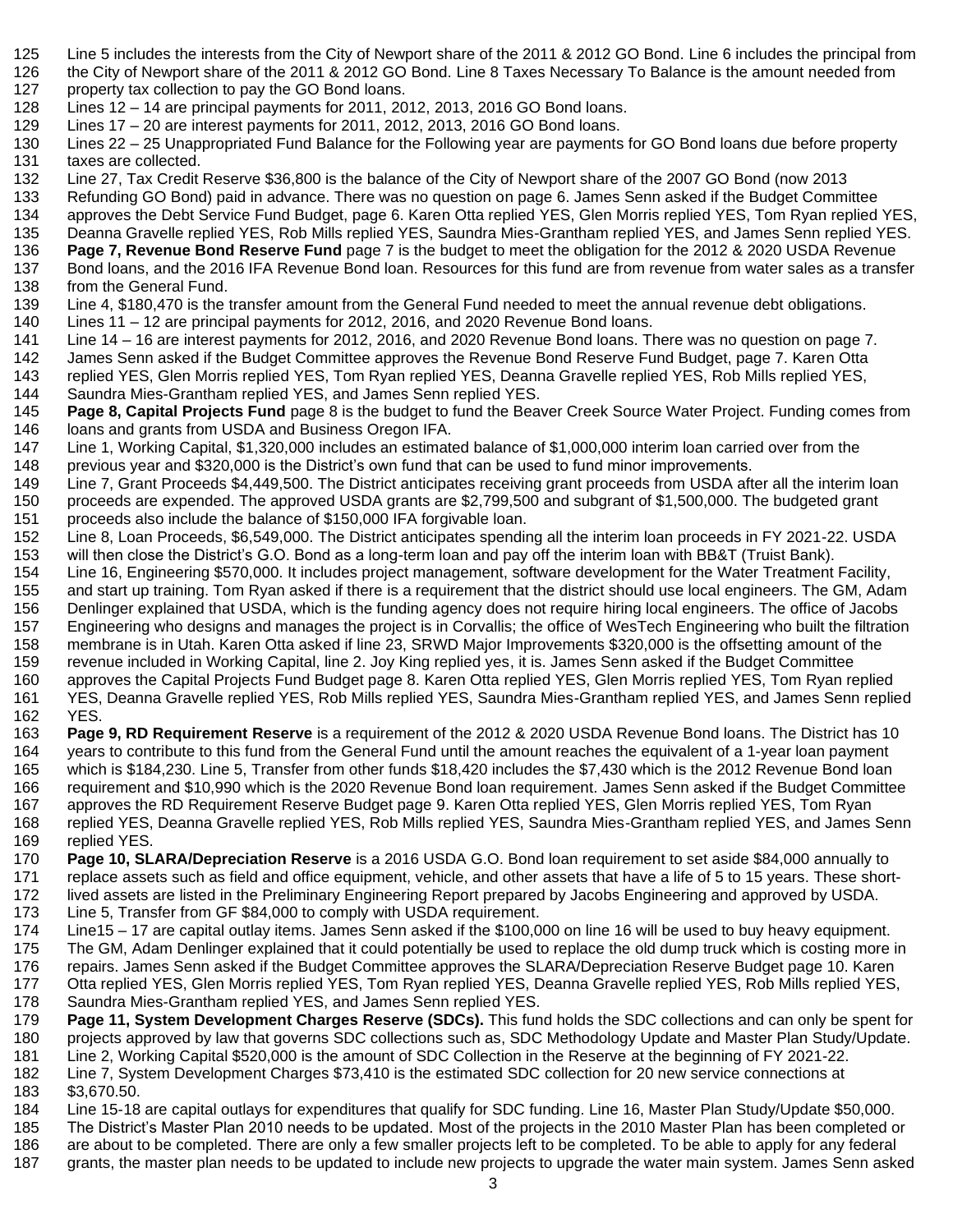Line 5 includes the interests from the City of Newport share of the 2011 & 2012 GO Bond. Line 6 includes the principal from the City of Newport share of the 2011 & 2012 GO Bond. Line 8 Taxes Necessary To Balance is the amount needed from property tax collection to pay the GO Bond loans.

Lines 12 – 14 are principal payments for 2011, 2012, 2013, 2016 GO Bond loans.

Lines 17 – 20 are interest payments for 2011, 2012, 2013, 2016 GO Bond loans.

Lines 22 – 25 Unappropriated Fund Balance for the Following year are payments for GO Bond loans due before property taxes are collected.

Line 27, Tax Credit Reserve $36,800 is the balance of the City of Newport share of the 2007 GO Bond (now 2013 Refunding GO Bond) paid in advance. There was no question on page 6. James Senn asked if the Budget Committee approves the Debt Service Fund Budget, page 6. Karen Otta replied YES, Glen Morris replied YES, Tom Ryan replied YES, Deanna Gravelle replied YES, Rob Mills replied YES, Saundra Mies-Grantham replied YES, and James Senn replied YES.

**Page 7, Revenue Bond Reserve Fund** page 7 is the budget to meet the obligation for the 2012 & 2020 USDA Revenue Bond loans, and the 2016 IFA Revenue Bond loan. Resources for this fund are from revenue from water sales as a transfer from the General Fund.

Line 4, $180,470 is the transfer amount from the General Fund needed to meet the annual revenue debt obligations.

Lines 11 – 12 are principal payments for 2012, 2016, and 2020 Revenue Bond loans.

Line 14 – 16 are interest payments for 2012, 2016, and 2020 Revenue Bond loans. There was no question on page 7. James Senn asked if the Budget Committee approves the Revenue Bond Reserve Fund Budget, page 7. Karen Otta replied YES, Glen Morris replied YES, Tom Ryan replied YES, Deanna Gravelle replied YES, Rob Mills replied YES, Saundra Mies-Grantham replied YES, and James Senn replied YES.

**Page 8, Capital Projects Fund** page 8 is the budget to fund the Beaver Creek Source Water Project. Funding comes from loans and grants from USDA and Business Oregon IFA.

Line 1, Working Capital, $1,320,000 includes an estimated balance of $1,000,000 interim loan carried over from the previous year and $320,000 is the District's own fund that can be used to fund minor improvements.

Line 7, Grant Proceeds $4,449,500. The District anticipates receiving grant proceeds from USDA after all the interim loan proceeds are expended. The approved USDA grants are $2,799,500 and subgrant of $1,500,000. The budgeted grant proceeds also include the balance of $150,000 IFA forgivable loan.

Line 8, Loan Proceeds, $6,549,000. The District anticipates spending all the interim loan proceeds in FY 2021-22. USDA will then close the District's G.O. Bond as a long-term loan and pay off the interim loan with BB&T (Truist Bank).

Line 16, Engineering $570,000. It includes project management, software development for the Water Treatment Facility, and start up training. Tom Ryan asked if there is a requirement that the district should use local engineers. The GM, Adam Denlinger explained that USDA, which is the funding agency does not require hiring local engineers. The office of Jacobs Engineering who designs and manages the project is in Corvallis; the office of WesTech Engineering who built the filtration membrane is in Utah. Karen Otta asked if line 23, SRWD Major Improvements $320,000 is the offsetting amount of the revenue included in Working Capital, line 2. Joy King replied yes, it is. James Senn asked if the Budget Committee approves the Capital Projects Fund Budget page 8. Karen Otta replied YES, Glen Morris replied YES, Tom Ryan replied YES, Deanna Gravelle replied YES, Rob Mills replied YES, Saundra Mies-Grantham replied YES, and James Senn replied YES.

**Page 9, RD Requirement Reserve** is a requirement of the 2012 & 2020 USDA Revenue Bond loans. The District has 10 years to contribute to this fund from the General Fund until the amount reaches the equivalent of a 1-year loan payment which is $184,230. Line 5, Transfer from other funds $18,420 includes the $7,430 which is the 2012 Revenue Bond loan requirement and $10,990 which is the 2020 Revenue Bond loan requirement. James Senn asked if the Budget Committee approves the RD Requirement Reserve Budget page 9. Karen Otta replied YES, Glen Morris replied YES, Tom Ryan replied YES, Deanna Gravelle replied YES, Rob Mills replied YES, Saundra Mies-Grantham replied YES, and James Senn replied YES.

**Page 10, SLARA/Depreciation Reserve** is a 2016 USDA G.O. Bond loan requirement to set aside $84,000 annually to replace assets such as field and office equipment, vehicle, and other assets that have a life of 5 to 15 years. These short-lived assets are listed in the Preliminary Engineering Report prepared by Jacobs Engineering and approved by USDA.

Line 5, Transfer from GF $84,000 to comply with USDA requirement.

Line15 – 17 are capital outlay items. James Senn asked if the $100,000 on line 16 will be used to buy heavy equipment. The GM, Adam Denlinger explained that it could potentially be used to replace the old dump truck which is costing more in repairs. James Senn asked if the Budget Committee approves the SLARA/Depreciation Reserve Budget page 10. Karen Otta replied YES, Glen Morris replied YES, Tom Ryan replied YES, Deanna Gravelle replied YES, Rob Mills replied YES, Saundra Mies-Grantham replied YES, and James Senn replied YES.

**Page 11, System Development Charges Reserve (SDCs).** This fund holds the SDC collections and can only be spent for projects approved by law that governs SDC collections such as, SDC Methodology Update and Master Plan Study/Update.

Line 2, Working Capital $520,000 is the amount of SDC Collection in the Reserve at the beginning of FY 2021-22.

Line 7, System Development Charges $73,410 is the estimated SDC collection for 20 new service connections at $3,670.50.

Line 15-18 are capital outlays for expenditures that qualify for SDC funding. Line 16, Master Plan Study/Update $50,000. The District's Master Plan 2010 needs to be updated. Most of the projects in the 2010 Master Plan has been completed or are about to be completed. There are only a few smaller projects left to be completed. To be able to apply for any federal grants, the master plan needs to be updated to include new projects to upgrade the water main system. James Senn asked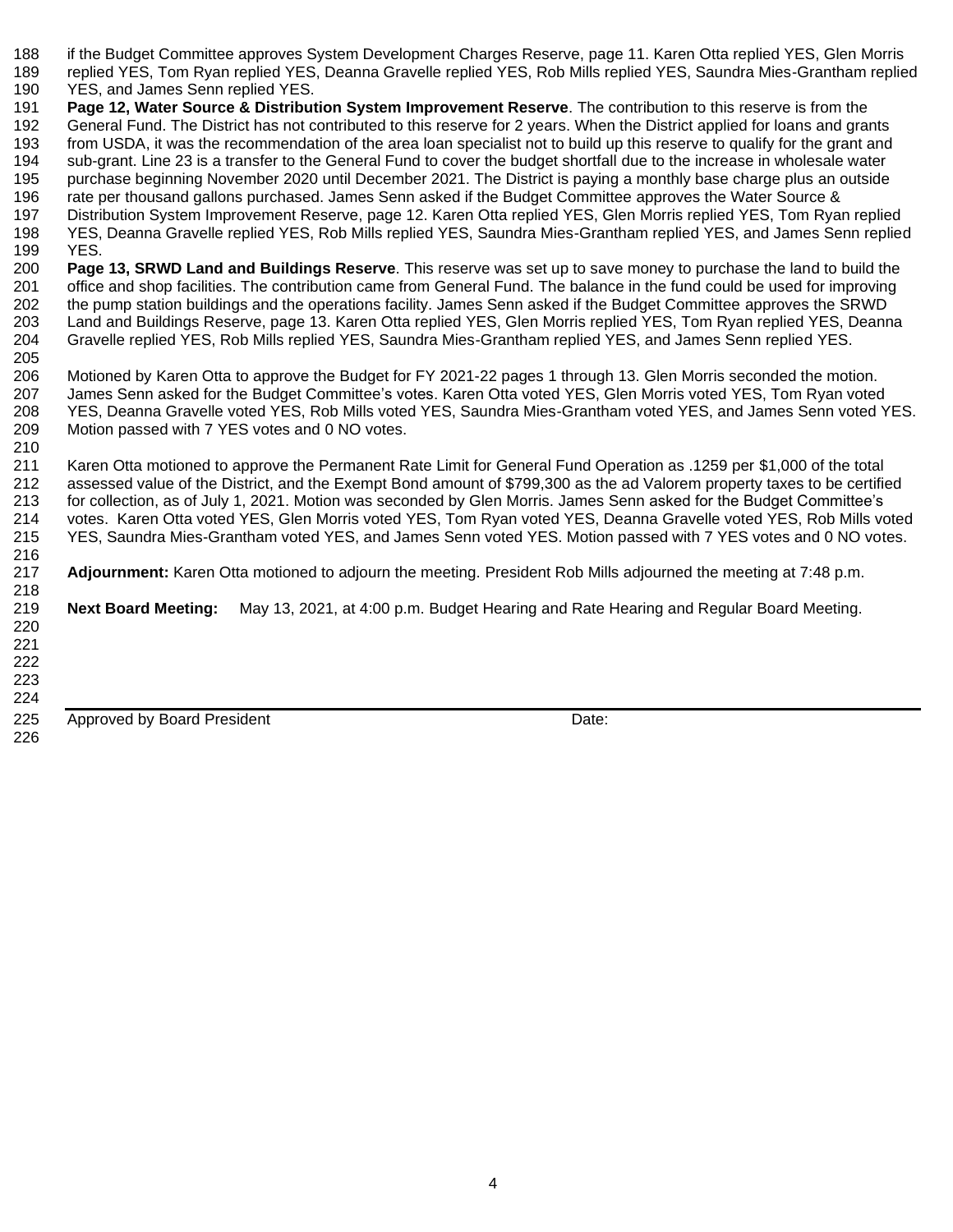if the Budget Committee approves System Development Charges Reserve, page 11. Karen Otta replied YES, Glen Morris replied YES, Tom Ryan replied YES, Deanna Gravelle replied YES, Rob Mills replied YES, Saundra Mies-Grantham replied YES, and James Senn replied YES.

**Page 12, Water Source & Distribution System Improvement Reserve**. The contribution to this reserve is from the General Fund. The District has not contributed to this reserve for 2 years. When the District applied for loans and grants from USDA, it was the recommendation of the area loan specialist not to build up this reserve to qualify for the grant and sub-grant. Line 23 is a transfer to the General Fund to cover the budget shortfall due to the increase in wholesale water purchase beginning November 2020 until December 2021. The District is paying a monthly base charge plus an outside rate per thousand gallons purchased. James Senn asked if the Budget Committee approves the Water Source & Distribution System Improvement Reserve, page 12. Karen Otta replied YES, Glen Morris replied YES, Tom Ryan replied YES, Deanna Gravelle replied YES, Rob Mills replied YES, Saundra Mies-Grantham replied YES, and James Senn replied YES.

**Page 13, SRWD Land and Buildings Reserve**. This reserve was set up to save money to purchase the land to build the office and shop facilities. The contribution came from General Fund. The balance in the fund could be used for improving the pump station buildings and the operations facility. James Senn asked if the Budget Committee approves the SRWD Land and Buildings Reserve, page 13. Karen Otta replied YES, Glen Morris replied YES, Tom Ryan replied YES, Deanna Gravelle replied YES, Rob Mills replied YES, Saundra Mies-Grantham replied YES, and James Senn replied YES.

Motioned by Karen Otta to approve the Budget for FY 2021-22 pages 1 through 13. Glen Morris seconded the motion. James Senn asked for the Budget Committee's votes. Karen Otta voted YES, Glen Morris voted YES, Tom Ryan voted YES, Deanna Gravelle voted YES, Rob Mills voted YES, Saundra Mies-Grantham voted YES, and James Senn voted YES. Motion passed with 7 YES votes and 0 NO votes.

Karen Otta motioned to approve the Permanent Rate Limit for General Fund Operation as .1259 per $1,000 of the total assessed value of the District, and the Exempt Bond amount of $799,300 as the ad Valorem property taxes to be certified for collection, as of July 1, 2021. Motion was seconded by Glen Morris. James Senn asked for the Budget Committee's votes. Karen Otta voted YES, Glen Morris voted YES, Tom Ryan voted YES, Deanna Gravelle voted YES, Rob Mills voted YES, Saundra Mies-Grantham voted YES, and James Senn voted YES. Motion passed with 7 YES votes and 0 NO votes.

**Adjournment:** Karen Otta motioned to adjourn the meeting. President Rob Mills adjourned the meeting at 7:48 p.m.

**Next Board Meeting:** May 13, 2021, at 4:00 p.m. Budget Hearing and Rate Hearing and Regular Board Meeting.

---

Approved by Board President                                        Date: